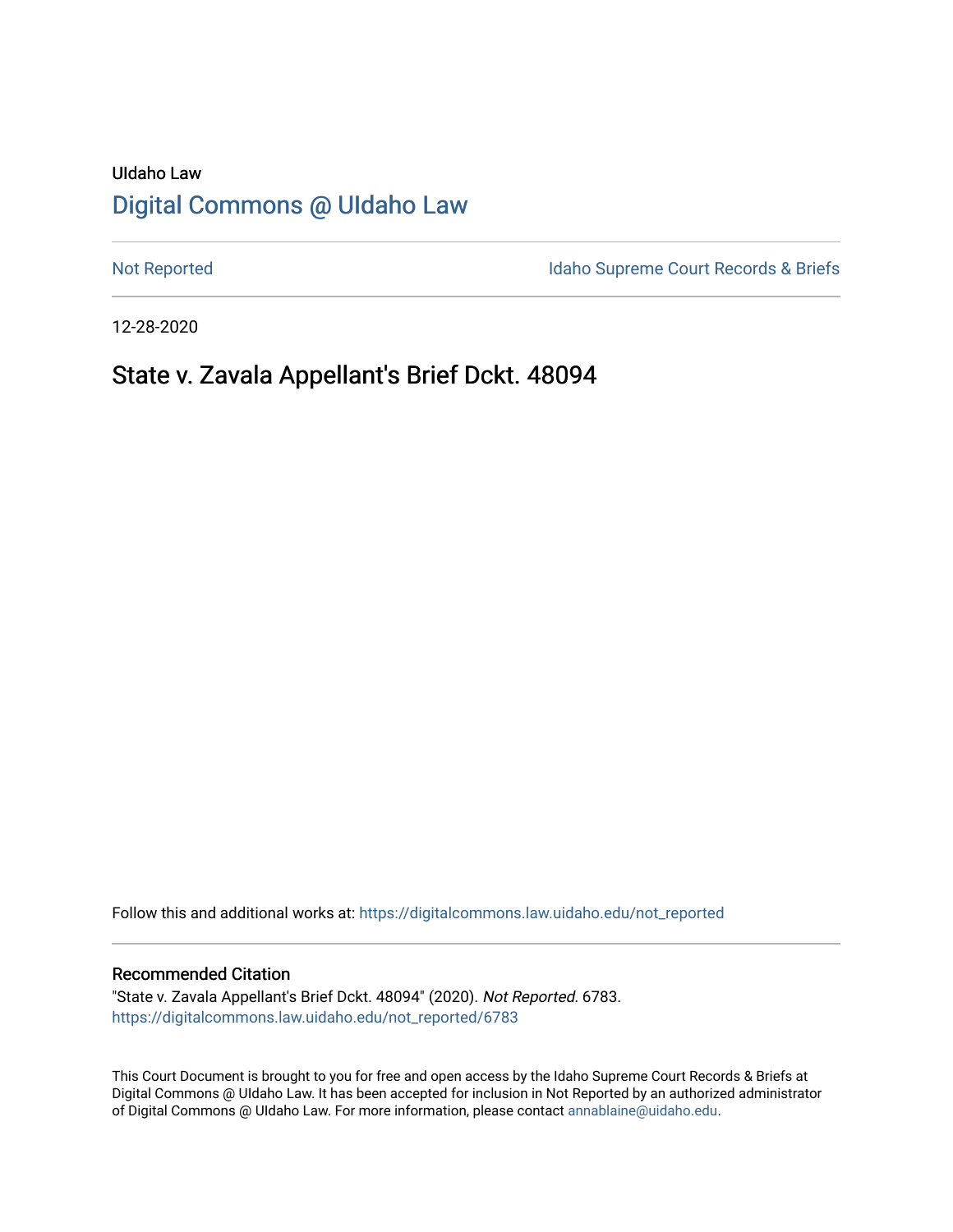UIdaho Law

## Digital Commons @ UIdaho Law

Not Reported | Idaho Supreme Court Records & Briefs

12-28-2020

# State v. Zavala Appellant's Brief Dckt. 48094

Follow this and additional works at: https://digitalcommons.law.uidaho.edu/not_reported

### Recommended Citation

"State v. Zavala Appellant's Brief Dckt. 48094" (2020). *Not Reported*. 6783.
https://digitalcommons.law.uidaho.edu/not_reported/6783

This Court Document is brought to you for free and open access by the Idaho Supreme Court Records & Briefs at Digital Commons @ UIdaho Law. It has been accepted for inclusion in Not Reported by an authorized administrator of Digital Commons @ UIdaho Law. For more information, please contact annablaine@uidaho.edu.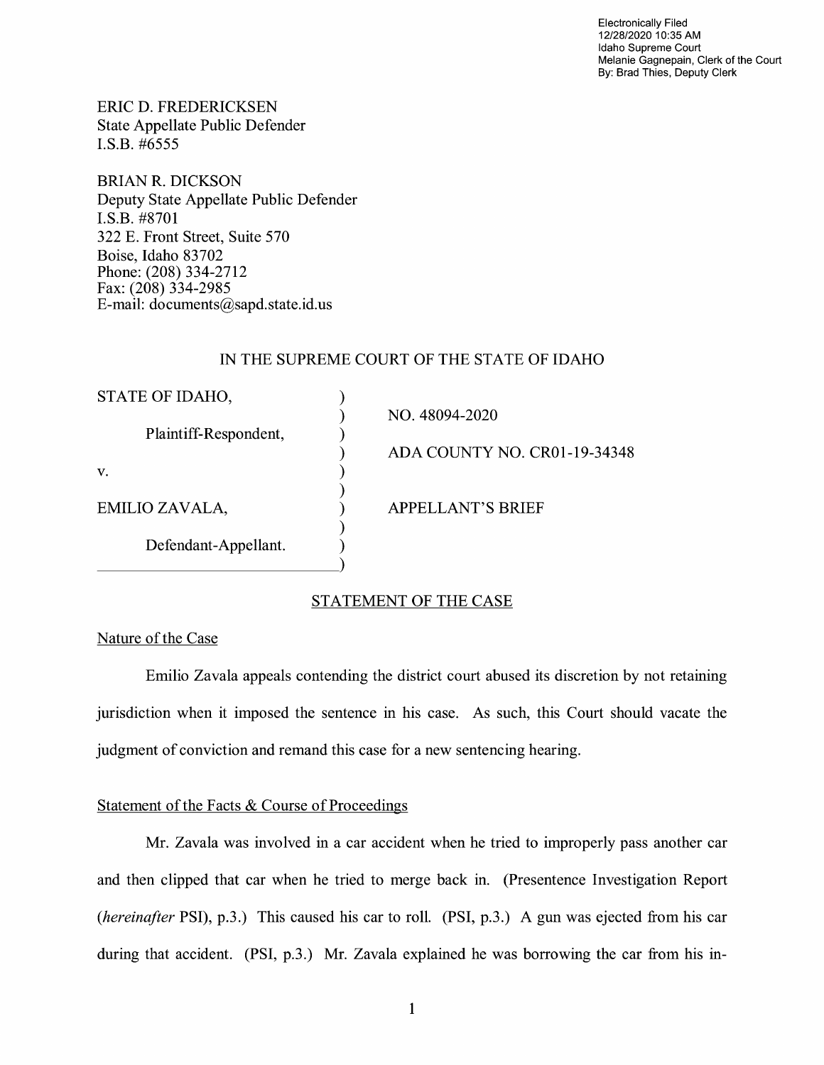Electronically Filed
12/28/2020 10:35 AM
Idaho Supreme Court
Melanie Gagnepain, Clerk of the Court
By: Brad Thies, Deputy Clerk

ERIC D. FREDERICKSEN
State Appellate Public Defender
I.S.B. #6555

BRIAN R. DICKSON
Deputy State Appellate Public Defender
I.S.B. #8701
322 E. Front Street, Suite 570
Boise, Idaho 83702
Phone: (208) 334-2712
Fax: (208) 334-2985
E-mail: documents@sapd.state.id.us

IN THE SUPREME COURT OF THE STATE OF IDAHO

| | | |
|---|---|---|
| STATE OF IDAHO, | ) | |
| | ) | NO. 48094-2020 |
| Plaintiff-Respondent, | ) | |
| | ) | ADA COUNTY NO. CR01-19-34348 |
| v. | ) | |
| | ) | |
| EMILIO ZAVALA, | ) | APPELLANT'S BRIEF |
| | ) | |
| Defendant-Appellant. | ) | |
| | ) | |

## STATEMENT OF THE CASE

### Nature of the Case

Emilio Zavala appeals contending the district court abused its discretion by not retaining jurisdiction when it imposed the sentence in his case. As such, this Court should vacate the judgment of conviction and remand this case for a new sentencing hearing.

### Statement of the Facts & Course of Proceedings

Mr. Zavala was involved in a car accident when he tried to improperly pass another car and then clipped that car when he tried to merge back in. (Presentence Investigation Report (*hereinafter* PSI), p.3.) This caused his car to roll. (PSI, p.3.) A gun was ejected from his car during that accident. (PSI, p.3.) Mr. Zavala explained he was borrowing the car from his in-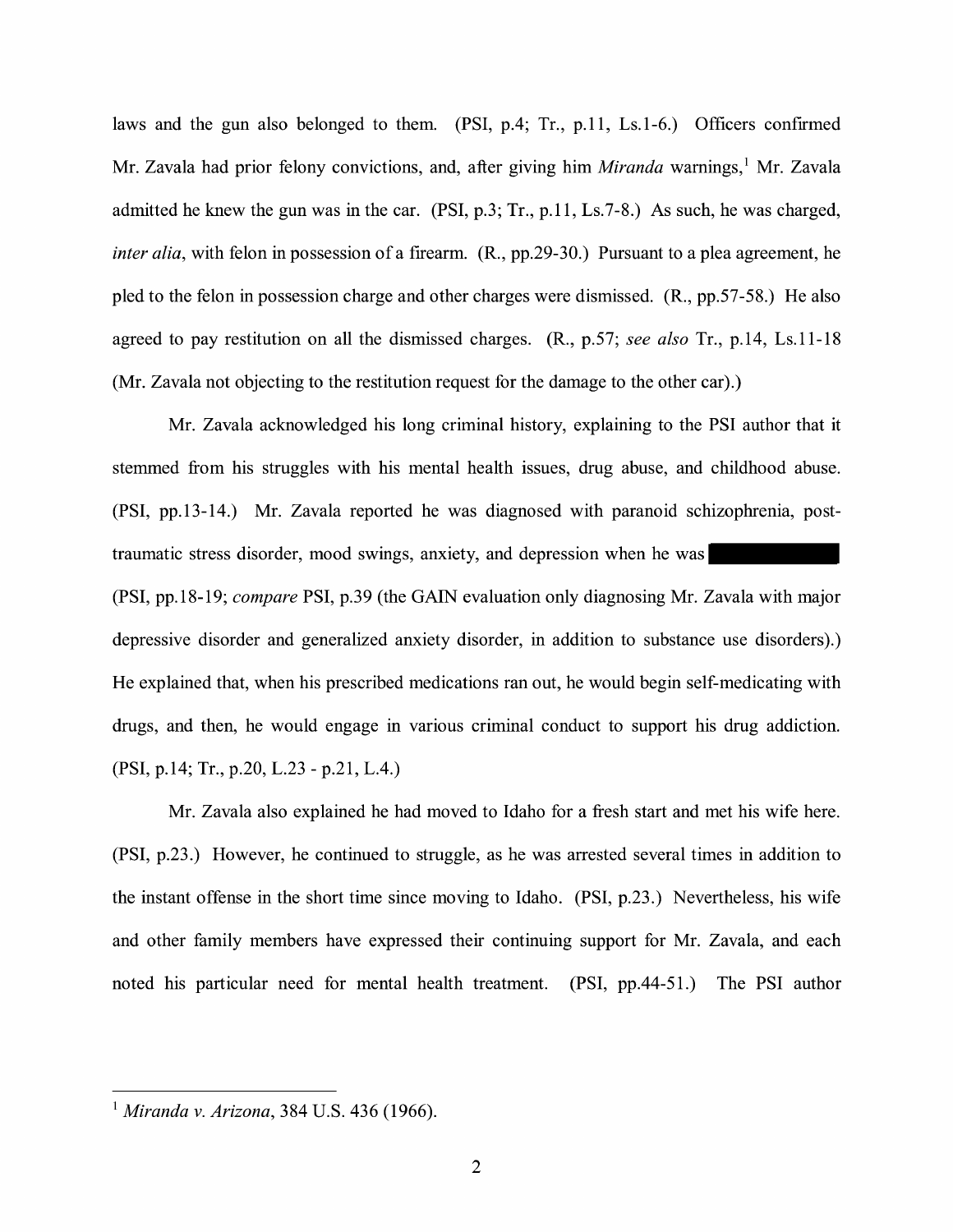laws and the gun also belonged to them. (PSI, p.4; Tr., p.11, Ls.1-6.) Officers confirmed Mr. Zavala had prior felony convictions, and, after giving him *Miranda* warnings,[1] Mr. Zavala admitted he knew the gun was in the car. (PSI, p.3; Tr., p.11, Ls.7-8.) As such, he was charged, *inter alia*, with felon in possession of a firearm. (R., pp.29-30.) Pursuant to a plea agreement, he pled to the felon in possession charge and other charges were dismissed. (R., pp.57-58.) He also agreed to pay restitution on all the dismissed charges. (R., p.57; *see also* Tr., p.14, Ls.11-18 (Mr. Zavala not objecting to the restitution request for the damage to the other car).)

Mr. Zavala acknowledged his long criminal history, explaining to the PSI author that it stemmed from his struggles with his mental health issues, drug abuse, and childhood abuse. (PSI, pp.13-14.) Mr. Zavala reported he was diagnosed with paranoid schizophrenia, post-traumatic stress disorder, mood swings, anxiety, and depression when he was [REDACTED] (PSI, pp.18-19; *compare* PSI, p.39 (the GAIN evaluation only diagnosing Mr. Zavala with major depressive disorder and generalized anxiety disorder, in addition to substance use disorders).) He explained that, when his prescribed medications ran out, he would begin self-medicating with drugs, and then, he would engage in various criminal conduct to support his drug addiction. (PSI, p.14; Tr., p.20, L.23 - p.21, L.4.)

Mr. Zavala also explained he had moved to Idaho for a fresh start and met his wife here. (PSI, p.23.) However, he continued to struggle, as he was arrested several times in addition to the instant offense in the short time since moving to Idaho. (PSI, p.23.) Nevertheless, his wife and other family members have expressed their continuing support for Mr. Zavala, and each noted his particular need for mental health treatment. (PSI, pp.44-51.) The PSI author

[1] *Miranda v. Arizona*, 384 U.S. 436 (1966).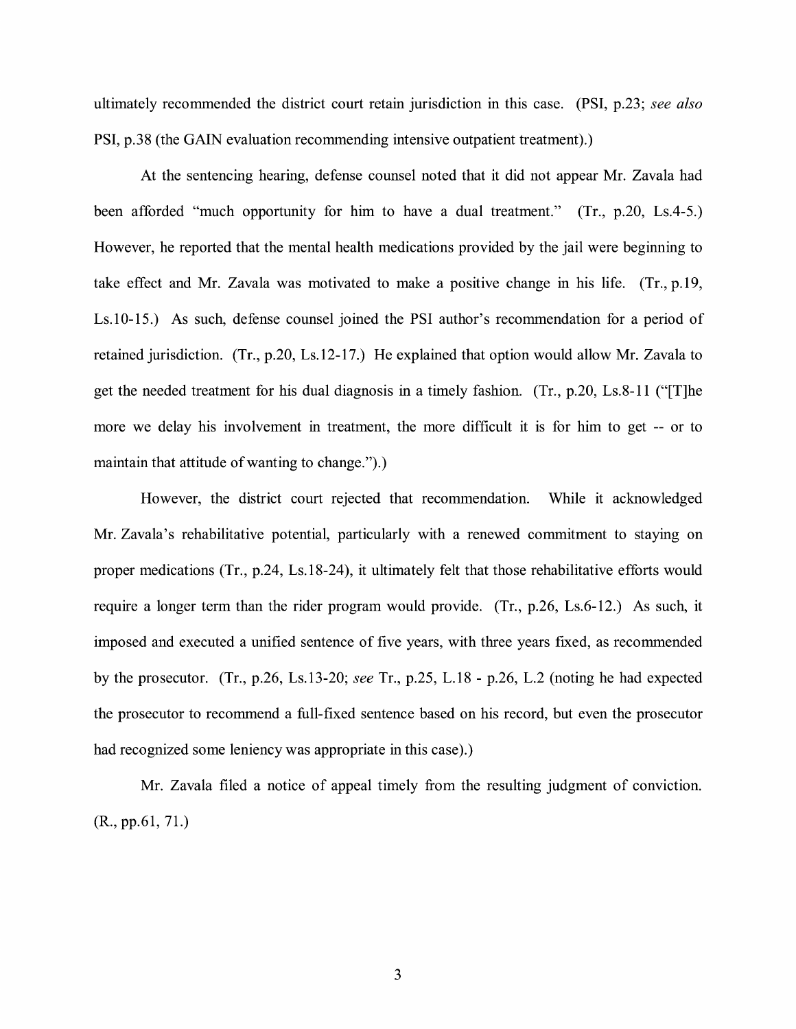ultimately recommended the district court retain jurisdiction in this case. (PSI, p.23; *see also* PSI, p.38 (the GAIN evaluation recommending intensive outpatient treatment).)

At the sentencing hearing, defense counsel noted that it did not appear Mr. Zavala had been afforded "much opportunity for him to have a dual treatment." (Tr., p.20, Ls.4-5.) However, he reported that the mental health medications provided by the jail were beginning to take effect and Mr. Zavala was motivated to make a positive change in his life. (Tr., p.19, Ls.10-15.) As such, defense counsel joined the PSI author's recommendation for a period of retained jurisdiction. (Tr., p.20, Ls.12-17.) He explained that option would allow Mr. Zavala to get the needed treatment for his dual diagnosis in a timely fashion. (Tr., p.20, Ls.8-11 ("[T]he more we delay his involvement in treatment, the more difficult it is for him to get -- or to maintain that attitude of wanting to change.").)

However, the district court rejected that recommendation. While it acknowledged Mr. Zavala's rehabilitative potential, particularly with a renewed commitment to staying on proper medications (Tr., p.24, Ls.18-24), it ultimately felt that those rehabilitative efforts would require a longer term than the rider program would provide. (Tr., p.26, Ls.6-12.) As such, it imposed and executed a unified sentence of five years, with three years fixed, as recommended by the prosecutor. (Tr., p.26, Ls.13-20; *see* Tr., p.25, L.18 - p.26, L.2 (noting he had expected the prosecutor to recommend a full-fixed sentence based on his record, but even the prosecutor had recognized some leniency was appropriate in this case).)

Mr. Zavala filed a notice of appeal timely from the resulting judgment of conviction. (R., pp.61, 71.)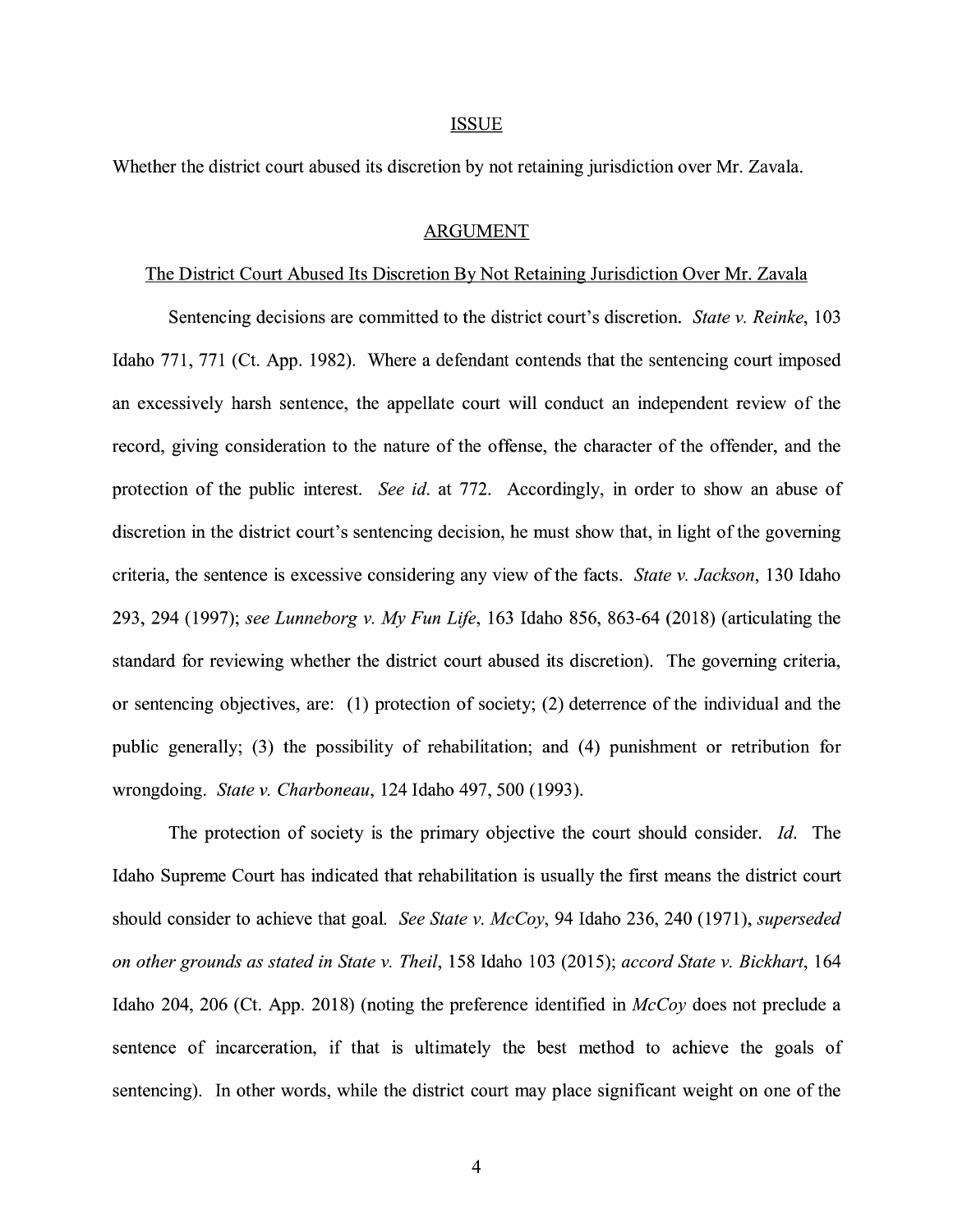## ISSUE

Whether the district court abused its discretion by not retaining jurisdiction over Mr. Zavala.

## ARGUMENT

### The District Court Abused Its Discretion By Not Retaining Jurisdiction Over Mr. Zavala

Sentencing decisions are committed to the district court's discretion. *State v. Reinke*, 103 Idaho 771, 771 (Ct. App. 1982). Where a defendant contends that the sentencing court imposed an excessively harsh sentence, the appellate court will conduct an independent review of the record, giving consideration to the nature of the offense, the character of the offender, and the protection of the public interest. *See id.* at 772. Accordingly, in order to show an abuse of discretion in the district court's sentencing decision, he must show that, in light of the governing criteria, the sentence is excessive considering any view of the facts. *State v. Jackson*, 130 Idaho 293, 294 (1997); *see Lunneborg v. My Fun Life*, 163 Idaho 856, 863-64 (2018) (articulating the standard for reviewing whether the district court abused its discretion). The governing criteria, or sentencing objectives, are: (1) protection of society; (2) deterrence of the individual and the public generally; (3) the possibility of rehabilitation; and (4) punishment or retribution for wrongdoing. *State v. Charboneau*, 124 Idaho 497, 500 (1993).

The protection of society is the primary objective the court should consider. *Id.* The Idaho Supreme Court has indicated that rehabilitation is usually the first means the district court should consider to achieve that goal. *See State v. McCoy*, 94 Idaho 236, 240 (1971), *superseded on other grounds as stated in State v. Theil*, 158 Idaho 103 (2015); *accord State v. Bickhart*, 164 Idaho 204, 206 (Ct. App. 2018) (noting the preference identified in *McCoy* does not preclude a sentence of incarceration, if that is ultimately the best method to achieve the goals of sentencing). In other words, while the district court may place significant weight on one of the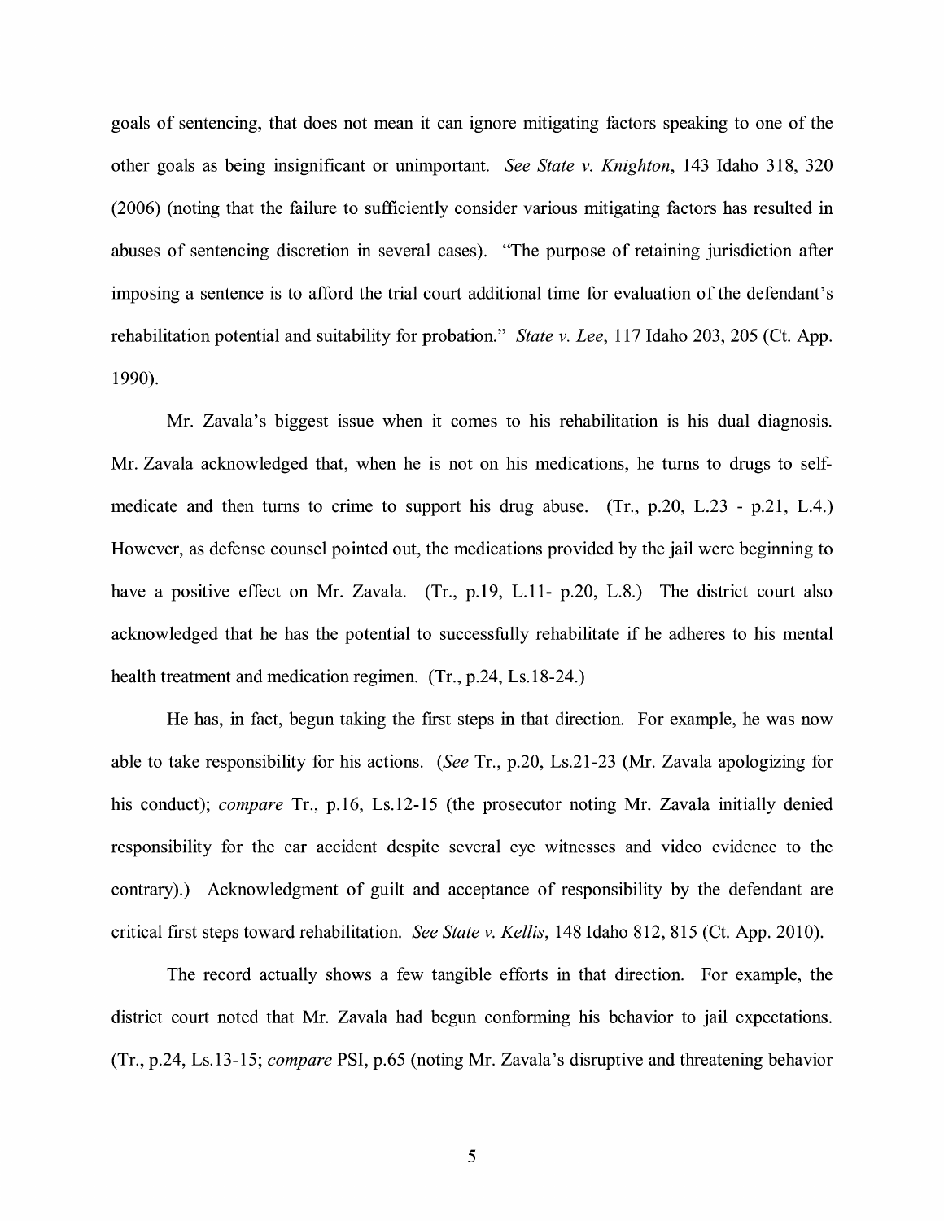goals of sentencing, that does not mean it can ignore mitigating factors speaking to one of the other goals as being insignificant or unimportant. *See State v. Knighton*, 143 Idaho 318, 320 (2006) (noting that the failure to sufficiently consider various mitigating factors has resulted in abuses of sentencing discretion in several cases). "The purpose of retaining jurisdiction after imposing a sentence is to afford the trial court additional time for evaluation of the defendant's rehabilitation potential and suitability for probation." *State v. Lee*, 117 Idaho 203, 205 (Ct. App. 1990).

Mr. Zavala's biggest issue when it comes to his rehabilitation is his dual diagnosis. Mr. Zavala acknowledged that, when he is not on his medications, he turns to drugs to self-medicate and then turns to crime to support his drug abuse. (Tr., p.20, L.23 - p.21, L.4.) However, as defense counsel pointed out, the medications provided by the jail were beginning to have a positive effect on Mr. Zavala. (Tr., p.19, L.11- p.20, L.8.) The district court also acknowledged that he has the potential to successfully rehabilitate if he adheres to his mental health treatment and medication regimen. (Tr., p.24, Ls.18-24.)

He has, in fact, begun taking the first steps in that direction. For example, he was now able to take responsibility for his actions. (*See* Tr., p.20, Ls.21-23 (Mr. Zavala apologizing for his conduct); *compare* Tr., p.16, Ls.12-15 (the prosecutor noting Mr. Zavala initially denied responsibility for the car accident despite several eye witnesses and video evidence to the contrary).) Acknowledgment of guilt and acceptance of responsibility by the defendant are critical first steps toward rehabilitation. *See State v. Kellis*, 148 Idaho 812, 815 (Ct. App. 2010).

The record actually shows a few tangible efforts in that direction. For example, the district court noted that Mr. Zavala had begun conforming his behavior to jail expectations. (Tr., p.24, Ls.13-15; *compare* PSI, p.65 (noting Mr. Zavala's disruptive and threatening behavior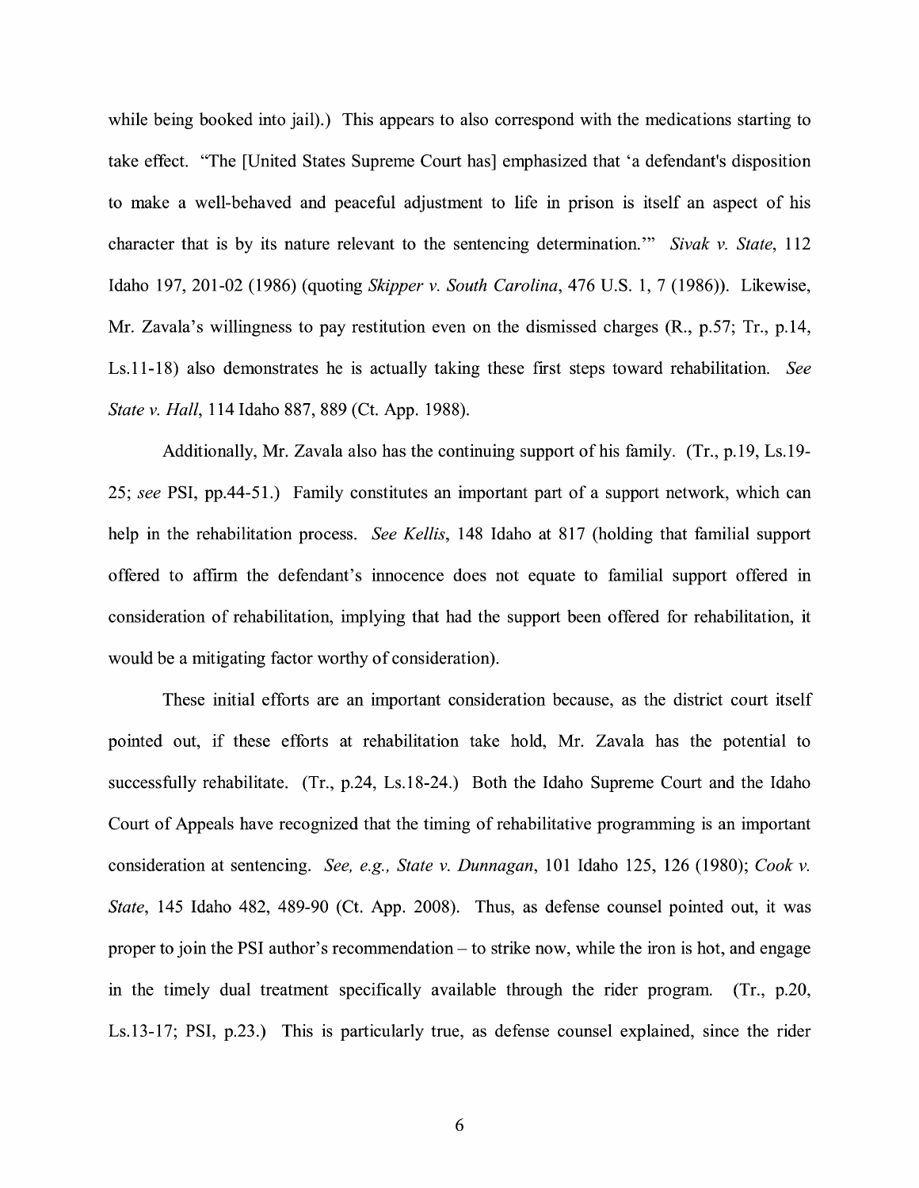while being booked into jail).) This appears to also correspond with the medications starting to take effect. "The [United States Supreme Court has] emphasized that 'a defendant's disposition to make a well-behaved and peaceful adjustment to life in prison is itself an aspect of his character that is by its nature relevant to the sentencing determination.'" *Sivak v. State*, 112 Idaho 197, 201-02 (1986) (quoting *Skipper v. South Carolina*, 476 U.S. 1, 7 (1986)). Likewise, Mr. Zavala's willingness to pay restitution even on the dismissed charges (R., p.57; Tr., p.14, Ls.11-18) also demonstrates he is actually taking these first steps toward rehabilitation. *See State v. Hall*, 114 Idaho 887, 889 (Ct. App. 1988).

Additionally, Mr. Zavala also has the continuing support of his family. (Tr., p.19, Ls.19-25; *see* PSI, pp.44-51.) Family constitutes an important part of a support network, which can help in the rehabilitation process. *See Kellis*, 148 Idaho at 817 (holding that familial support offered to affirm the defendant's innocence does not equate to familial support offered in consideration of rehabilitation, implying that had the support been offered for rehabilitation, it would be a mitigating factor worthy of consideration).

These initial efforts are an important consideration because, as the district court itself pointed out, if these efforts at rehabilitation take hold, Mr. Zavala has the potential to successfully rehabilitate. (Tr., p.24, Ls.18-24.) Both the Idaho Supreme Court and the Idaho Court of Appeals have recognized that the timing of rehabilitative programming is an important consideration at sentencing. *See, e.g., State v. Dunnagan*, 101 Idaho 125, 126 (1980); *Cook v. State*, 145 Idaho 482, 489-90 (Ct. App. 2008). Thus, as defense counsel pointed out, it was proper to join the PSI author's recommendation – to strike now, while the iron is hot, and engage in the timely dual treatment specifically available through the rider program. (Tr., p.20, Ls.13-17; PSI, p.23.) This is particularly true, as defense counsel explained, since the rider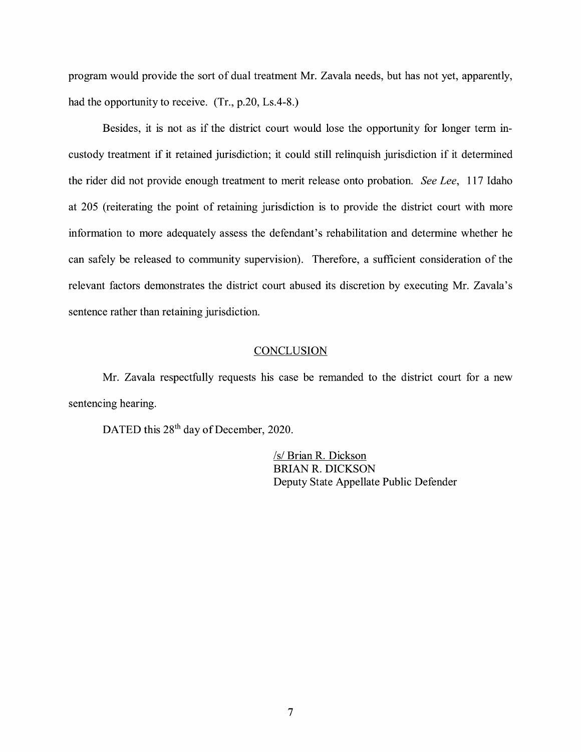program would provide the sort of dual treatment Mr. Zavala needs, but has not yet, apparently, had the opportunity to receive. (Tr., p.20, Ls.4-8.)

Besides, it is not as if the district court would lose the opportunity for longer term in-custody treatment if it retained jurisdiction; it could still relinquish jurisdiction if it determined the rider did not provide enough treatment to merit release onto probation. *See Lee*, 117 Idaho at 205 (reiterating the point of retaining jurisdiction is to provide the district court with more information to more adequately assess the defendant's rehabilitation and determine whether he can safely be released to community supervision). Therefore, a sufficient consideration of the relevant factors demonstrates the district court abused its discretion by executing Mr. Zavala's sentence rather than retaining jurisdiction.

## CONCLUSION

Mr. Zavala respectfully requests his case be remanded to the district court for a new sentencing hearing.

DATED this 28th day of December, 2020.

/s/ Brian R. Dickson
BRIAN R. DICKSON
Deputy State Appellate Public Defender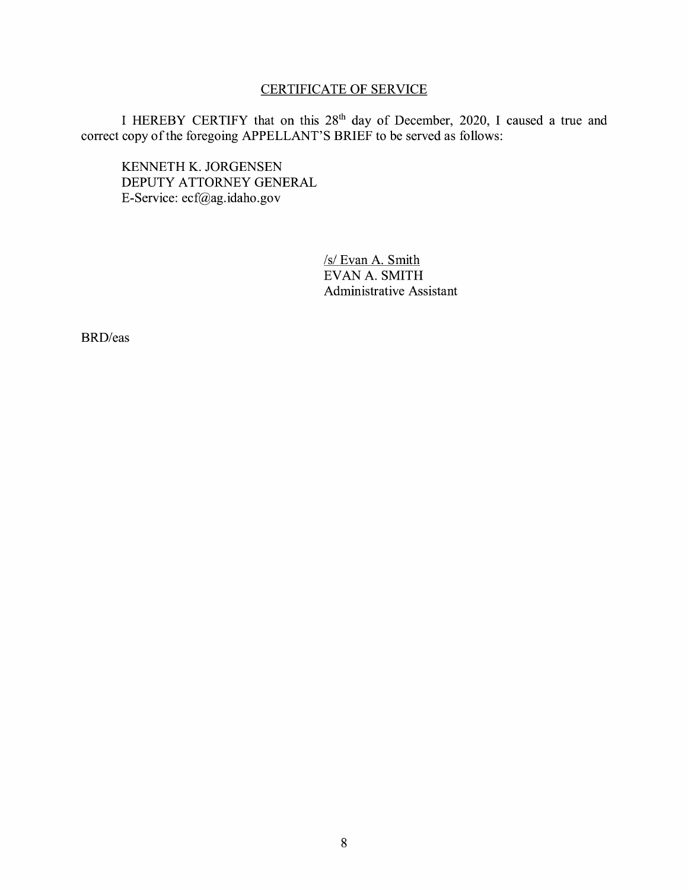## CERTIFICATE OF SERVICE

I HEREBY CERTIFY that on this 28th day of December, 2020, I caused a true and correct copy of the foregoing APPELLANT'S BRIEF to be served as follows:

KENNETH K. JORGENSEN
DEPUTY ATTORNEY GENERAL
E-Service: ecf@ag.idaho.gov

/s/ Evan A. Smith
EVAN A. SMITH
Administrative Assistant

BRD/eas